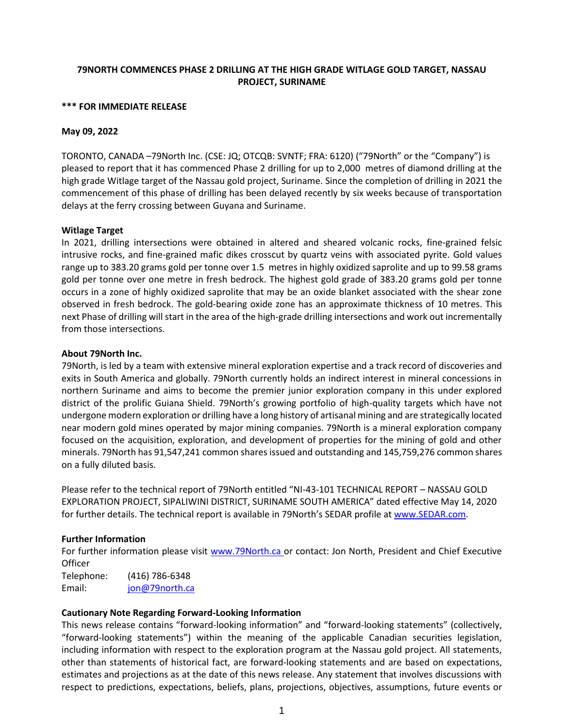# 79NORTH COMMENCES PHASE 2 DRILLING AT THE HIGH GRADE WITLAGE GOLD TARGET, NASSAU PROJECT, SURINAME

**\*\*\* FOR IMMEDIATE RELEASE**

**May 09, 2022**

TORONTO, CANADA –79North Inc. (CSE: JQ; OTCQB: SVNTF; FRA: 6120) ("79North" or the "Company") is pleased to report that it has commenced Phase 2 drilling for up to 2,000 metres of diamond drilling at the high grade Witlage target of the Nassau gold project, Suriname. Since the completion of drilling in 2021 the commencement of this phase of drilling has been delayed recently by six weeks because of transportation delays at the ferry crossing between Guyana and Suriname.

**Witlage Target**

In 2021, drilling intersections were obtained in altered and sheared volcanic rocks, fine-grained felsic intrusive rocks, and fine-grained mafic dikes crosscut by quartz veins with associated pyrite. Gold values range up to 383.20 grams gold per tonne over 1.5 metres in highly oxidized saprolite and up to 99.58 grams gold per tonne over one metre in fresh bedrock. The highest gold grade of 383.20 grams gold per tonne occurs in a zone of highly oxidized saprolite that may be an oxide blanket associated with the shear zone observed in fresh bedrock. The gold-bearing oxide zone has an approximate thickness of 10 metres. This next Phase of drilling will start in the area of the high-grade drilling intersections and work out incrementally from those intersections.

**About 79North Inc.**

79North, is led by a team with extensive mineral exploration expertise and a track record of discoveries and exits in South America and globally. 79North currently holds an indirect interest in mineral concessions in northern Suriname and aims to become the premier junior exploration company in this under explored district of the prolific Guiana Shield. 79North's growing portfolio of high-quality targets which have not undergone modern exploration or drilling have a long history of artisanal mining and are strategically located near modern gold mines operated by major mining companies. 79North is a mineral exploration company focused on the acquisition, exploration, and development of properties for the mining of gold and other minerals. 79North has 91,547,241 common shares issued and outstanding and 145,759,276 common shares on a fully diluted basis.

Please refer to the technical report of 79North entitled "NI-43-101 TECHNICAL REPORT – NASSAU GOLD EXPLORATION PROJECT, SIPALIWINI DISTRICT, SURINAME SOUTH AMERICA" dated effective May 14, 2020 for further details. The technical report is available in 79North's SEDAR profile at www.SEDAR.com.

**Further Information**

For further information please visit www.79North.ca or contact: Jon North, President and Chief Executive Officer

Telephone: (416) 786-6348
Email: jon@79north.ca

**Cautionary Note Regarding Forward-Looking Information**

This news release contains "forward-looking information" and "forward-looking statements" (collectively, "forward-looking statements") within the meaning of the applicable Canadian securities legislation, including information with respect to the exploration program at the Nassau gold project. All statements, other than statements of historical fact, are forward-looking statements and are based on expectations, estimates and projections as at the date of this news release. Any statement that involves discussions with respect to predictions, expectations, beliefs, plans, projections, objectives, assumptions, future events or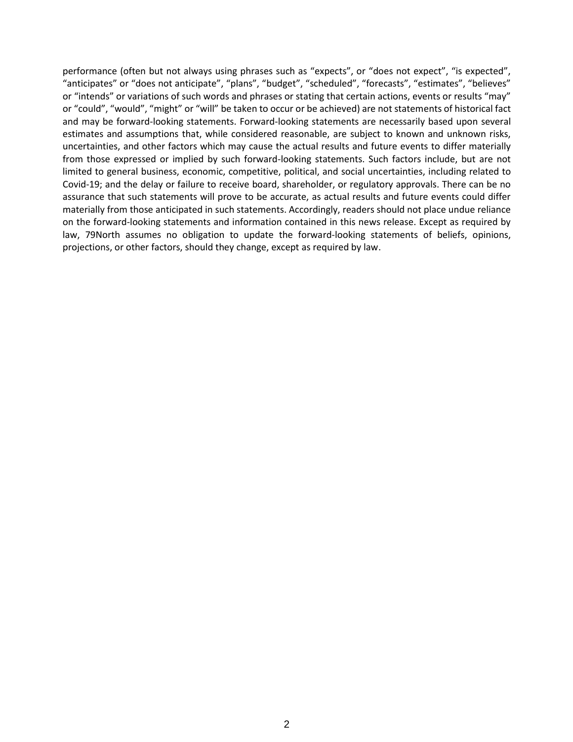performance (often but not always using phrases such as “expects”, or “does not expect”, “is expected”, “anticipates” or “does not anticipate”, “plans”, “budget”, “scheduled”, “forecasts”, “estimates”, “believes” or “intends” or variations of such words and phrases or stating that certain actions, events or results “may” or “could”, “would”, “might” or “will” be taken to occur or be achieved) are not statements of historical fact and may be forward-looking statements. Forward-looking statements are necessarily based upon several estimates and assumptions that, while considered reasonable, are subject to known and unknown risks, uncertainties, and other factors which may cause the actual results and future events to differ materially from those expressed or implied by such forward-looking statements. Such factors include, but are not limited to general business, economic, competitive, political, and social uncertainties, including related to Covid-19; and the delay or failure to receive board, shareholder, or regulatory approvals. There can be no assurance that such statements will prove to be accurate, as actual results and future events could differ materially from those anticipated in such statements. Accordingly, readers should not place undue reliance on the forward-looking statements and information contained in this news release. Except as required by law, 79North assumes no obligation to update the forward-looking statements of beliefs, opinions, projections, or other factors, should they change, except as required by law.